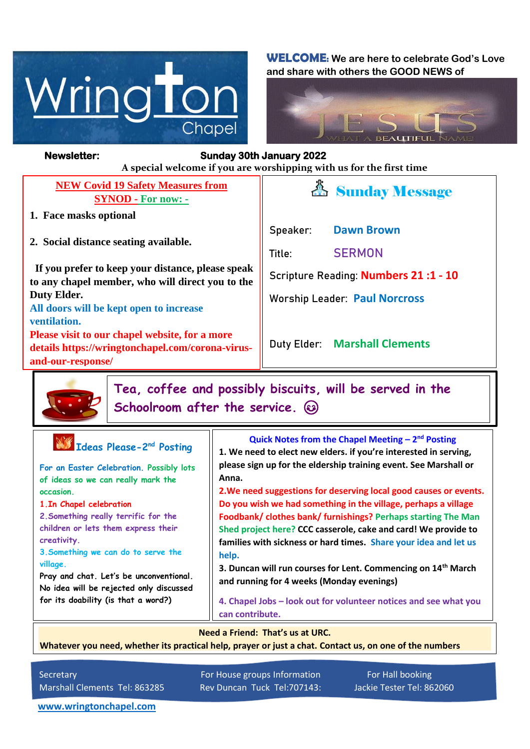# Wrington Chapel

**WELCOME:** We are here to celebrate God's Love and share with others the GOOD NEWS of

JESUS

WHAT A BEAUTIFUL NAME!

**Newsletter: Sunday 30th January 2022**

**A special welcome if you are worshipping with us for the first time**

## NEW Covid 19 Safety Measures from SYNOD - For now: -

1. **Face masks optional**
2. **Social distance seating available.**

**If you prefer to keep your distance, please speak to any chapel member, who will direct you to the Duty Elder.**

**All doors will be kept open to increase ventilation.**

**Please visit to our chapel website, for a more details https://wringtonchapel.com/corona-virus-and-our-response/**

## Sunday Message

Speaker: **Dawn Brown**

Title: SERMON

Scripture Reading: **Numbers 21 :1 - 10**

Worship Leader: **Paul Norcross**

Duty Elder: **Marshall Clements**

Tea, coffee and possibly biscuits, will be served in the Schoolroom after the service. ☺

## Ideas Please-2nd Posting

For an Easter Celebration. Possibly lots of ideas so we can really mark the occasion.

1. In Chapel celebration
2. Something really terrific for the children or lets them express their creativity.
3. Something we can do to serve the village.

Pray and chat. Let's be unconventional. No idea will be rejected only discussed for its doability (is that a word?)

## Quick Notes from the Chapel Meeting – 2nd Posting

**1. We need to elect new elders. if you're interested in serving, please sign up for the eldership training event. See Marshall or Anna.**

**2.We need suggestions for deserving local good causes or events. Do you wish we had something in the village, perhaps a village Foodbank/ clothes bank/ furnishings? Perhaps starting The Man Shed project here? CCC casserole, cake and card! We provide to families with sickness or hard times. Share your idea and let us help.**

**3. Duncan will run courses for Lent. Commencing on 14th March and running for 4 weeks (Monday evenings)**

**4. Chapel Jobs – look out for volunteer notices and see what you can contribute.**

**Need a Friend: That's us at URC.**

**Whatever you need, whether its practical help, prayer or just a chat. Contact us, on one of the numbers**

| Secretary | For House groups Information | For Hall booking |
|---|---|---|
| Marshall Clements Tel: 863285 | Rev Duncan Tuck Tel:707143: | Jackie Tester Tel: 862060 |

www.wringtonchapel.com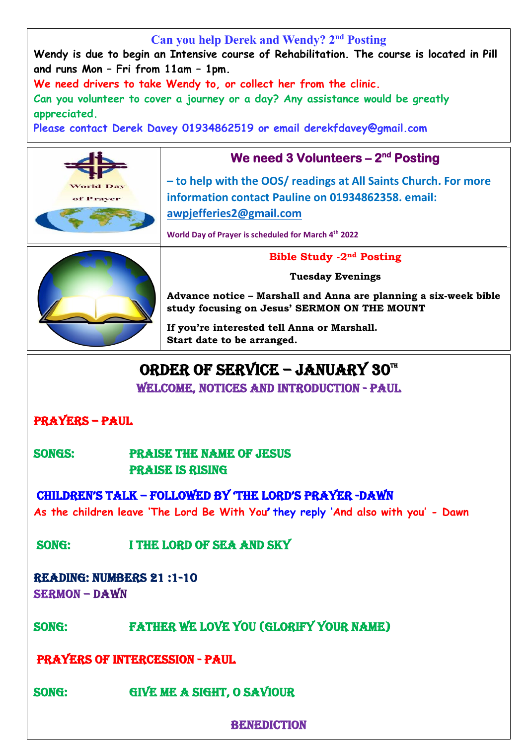## Can you help Derek and Wendy? 2nd Posting

**Wendy is due to begin an Intensive course of Rehabilitation. The course is located in Pill and runs Mon – Fri from 11am – 1pm.**

**We need drivers to take Wendy to, or collect her from the clinic.**

**Can you volunteer to cover a journey or a day? Any assistance would be greatly appreciated.**

**Please contact Derek Davey 01934862519 or email derekfdavey@gmail.com**

## We need 3 Volunteers – 2nd Posting

**– to help with the OOS/ readings at All Saints Church. For more information contact Pauline on 01934862358. email: awpjefferies2@gmail.com**

**World Day of Prayer is scheduled for March 4th 2022**

## Bible Study -2nd Posting

**Tuesday Evenings**

**Advance notice – Marshall and Anna are planning a six-week bible study focusing on Jesus' SERMON ON THE MOUNT**

**If you're interested tell Anna or Marshall.**
**Start date to be arranged.**

# ORDER OF SERVICE – JANUARY 30TH

## WELCOME, NOTICES AND INTRODUCTION - PAUL

**PRAYERS – PAUL**

**SONGS:** PRAISE THE NAME OF JESUS
PRAISE IS RISING

**CHILDREN'S TALK – FOLLOWED BY 'THE LORD'S PRAYER -DAWN**

As the children leave 'The Lord Be With You' they reply 'And also with you' - Dawn

**SONG:** I THE LORD OF SEA AND SKY

**READING: NUMBERS 21 :1-10**

**SERMON – DAWN**

**SONG:** FATHER WE LOVE YOU (GLORIFY YOUR NAME)

**PRAYERS OF INTERCESSION - PAUL**

**SONG:** GIVE ME A SIGHT, O SAVIOUR

**BENEDICTION**